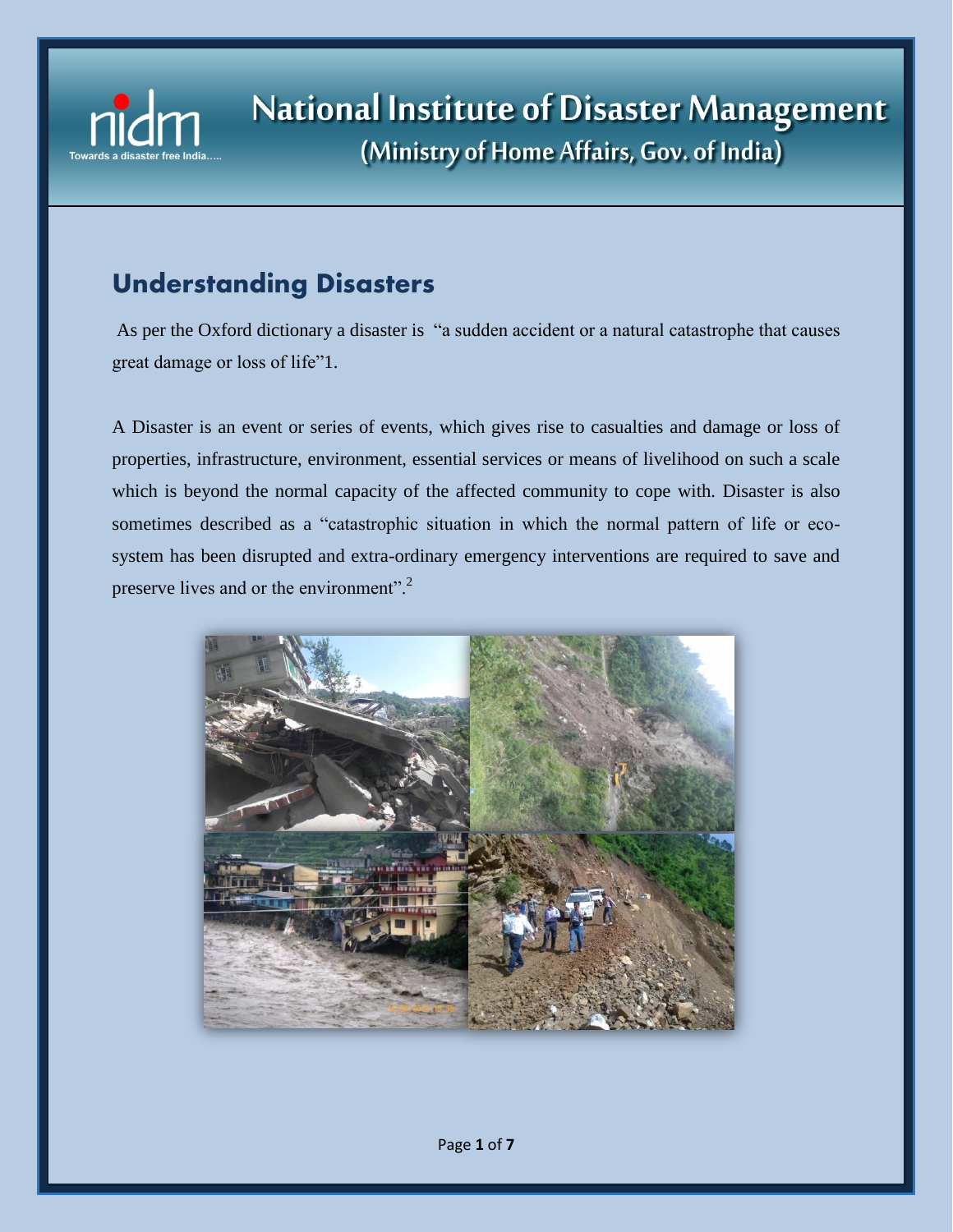# National Institute of Disaster Management

(Ministry of Home Affairs, Gov. of India)

## Understanding Disasters

As per the Oxford dictionary a disaster is "a sudden accident or a natural catastrophe that causes great damage or loss of life"1.

A Disaster is an event or series of events, which gives rise to casualties and damage or loss of properties, infrastructure, environment, essential services or means of livelihood on such a scale which is beyond the normal capacity of the affected community to cope with. Disaster is also sometimes described as a "catastrophic situation in which the normal pattern of life or eco-system has been disrupted and extra-ordinary emergency interventions are required to save and preserve lives and or the environment".[2]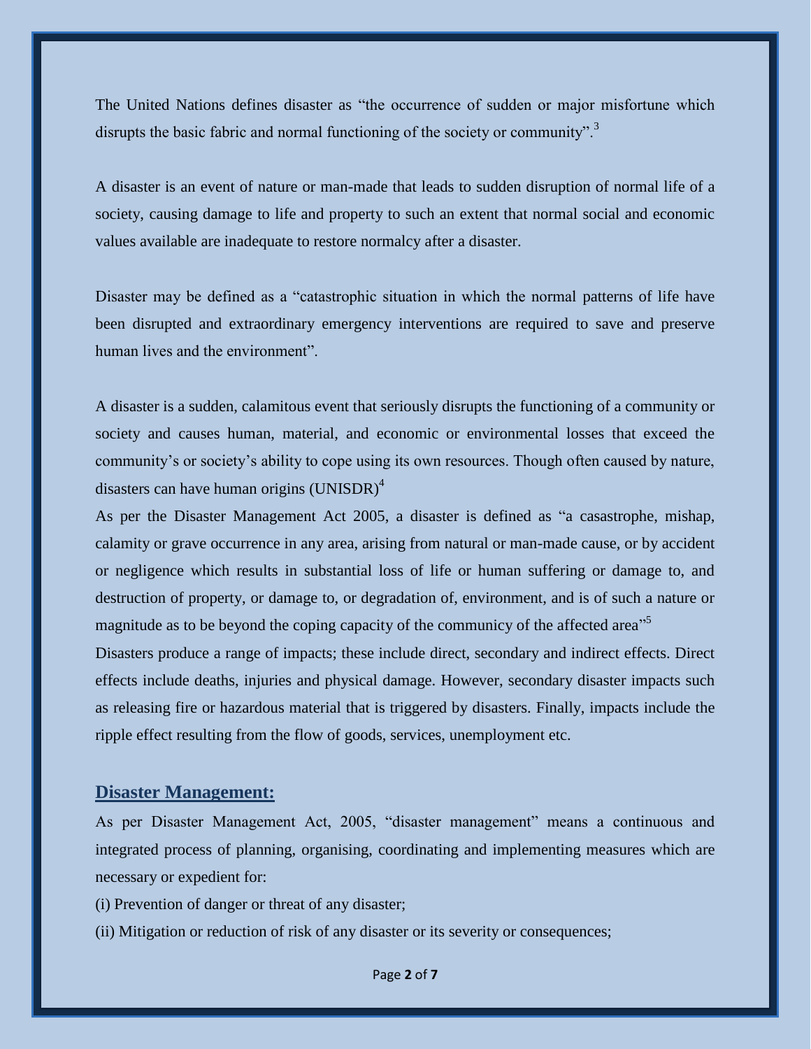The United Nations defines disaster as "the occurrence of sudden or major misfortune which disrupts the basic fabric and normal functioning of the society or community".[3]

A disaster is an event of nature or man-made that leads to sudden disruption of normal life of a society, causing damage to life and property to such an extent that normal social and economic values available are inadequate to restore normalcy after a disaster.

Disaster may be defined as a "catastrophic situation in which the normal patterns of life have been disrupted and extraordinary emergency interventions are required to save and preserve human lives and the environment".

A disaster is a sudden, calamitous event that seriously disrupts the functioning of a community or society and causes human, material, and economic or environmental losses that exceed the community's or society's ability to cope using its own resources. Though often caused by nature, disasters can have human origins (UNISDR)[4]

As per the Disaster Management Act 2005, a disaster is defined as "a casastrophe, mishap, calamity or grave occurrence in any area, arising from natural or man-made cause, or by accident or negligence which results in substantial loss of life or human suffering or damage to, and destruction of property, or damage to, or degradation of, environment, and is of such a nature or magnitude as to be beyond the coping capacity of the communicy of the affected area"[5]

Disasters produce a range of impacts; these include direct, secondary and indirect effects. Direct effects include deaths, injuries and physical damage. However, secondary disaster impacts such as releasing fire or hazardous material that is triggered by disasters. Finally, impacts include the ripple effect resulting from the flow of goods, services, unemployment etc.

## Disaster Management:

As per Disaster Management Act, 2005, "disaster management" means a continuous and integrated process of planning, organising, coordinating and implementing measures which are necessary or expedient for:

(i) Prevention of danger or threat of any disaster;

(ii) Mitigation or reduction of risk of any disaster or its severity or consequences;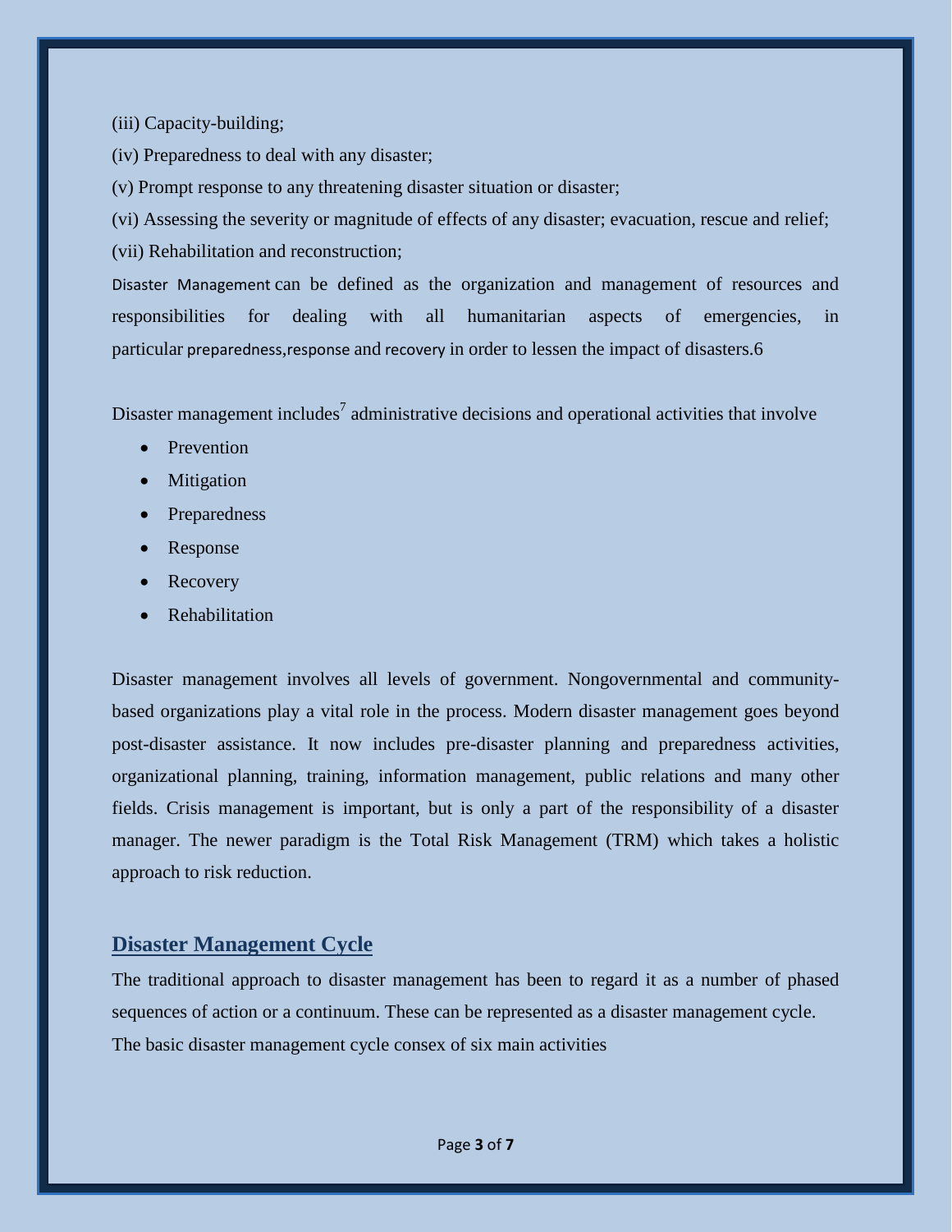(iii) Capacity-building;

(iv) Preparedness to deal with any disaster;

(v) Prompt response to any threatening disaster situation or disaster;

(vi) Assessing the severity or magnitude of effects of any disaster; evacuation, rescue and relief;

(vii) Rehabilitation and reconstruction;

Disaster Management can be defined as the organization and management of resources and responsibilities for dealing with all humanitarian aspects of emergencies, in particular preparedness,response and recovery in order to lessen the impact of disasters.6

Disaster management includes[7] administrative decisions and operational activities that involve

- Prevention
- Mitigation
- Preparedness
- Response
- Recovery
- Rehabilitation

Disaster management involves all levels of government. Nongovernmental and community-based organizations play a vital role in the process. Modern disaster management goes beyond post-disaster assistance. It now includes pre-disaster planning and preparedness activities, organizational planning, training, information management, public relations and many other fields. Crisis management is important, but is only a part of the responsibility of a disaster manager. The newer paradigm is the Total Risk Management (TRM) which takes a holistic approach to risk reduction.

## Disaster Management Cycle

The traditional approach to disaster management has been to regard it as a number of phased sequences of action or a continuum. These can be represented as a disaster management cycle. The basic disaster management cycle consex of six main activities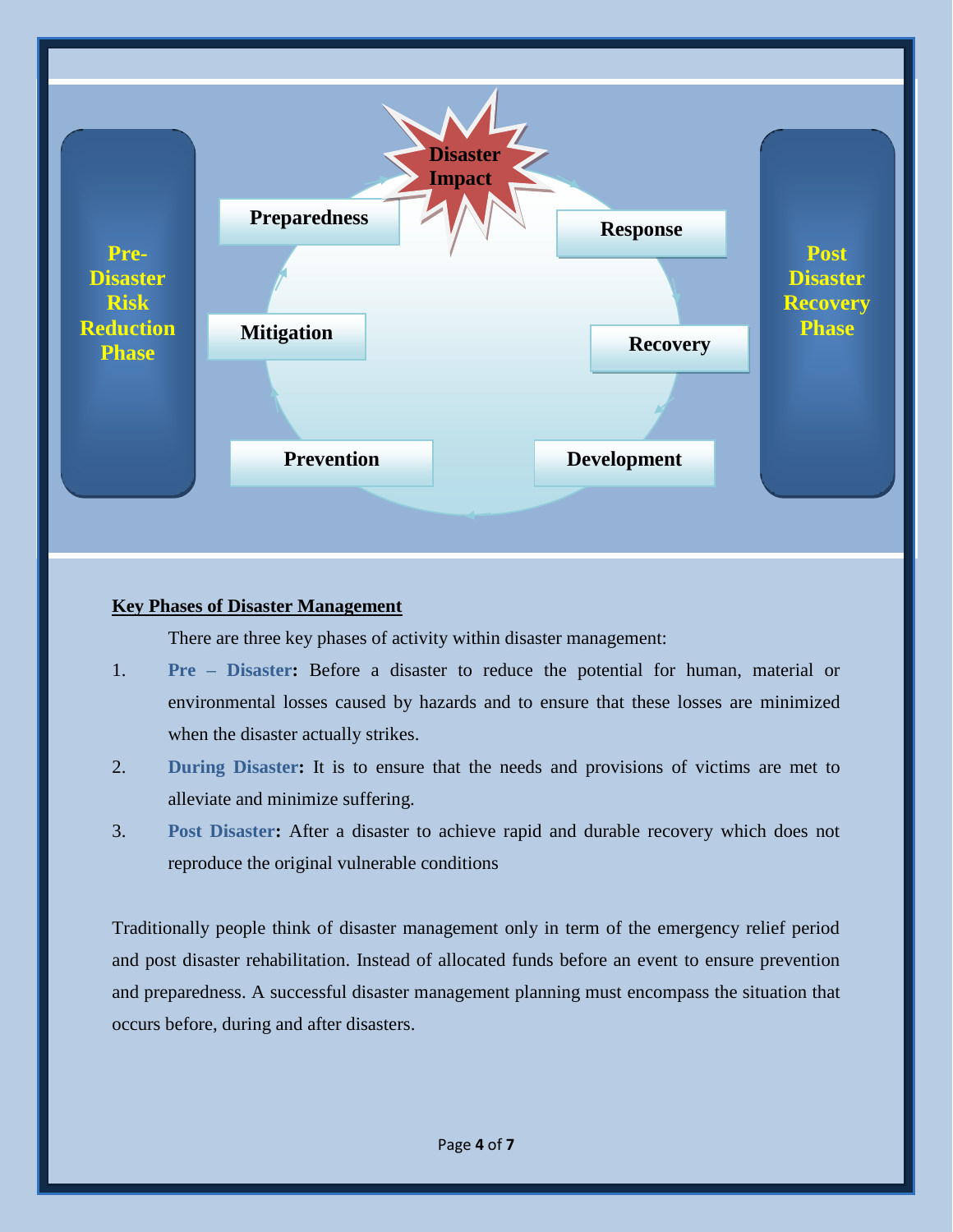Pre-Disaster Risk Reduction Phase

Preparedness

Mitigation

Prevention

Disaster Impact

Response

Recovery

Development

Post Disaster Recovery Phase

## Key Phases of Disaster Management

There are three key phases of activity within disaster management:

1. **Pre – Disaster:** Before a disaster to reduce the potential for human, material or environmental losses caused by hazards and to ensure that these losses are minimized when the disaster actually strikes.
2. **During Disaster:** It is to ensure that the needs and provisions of victims are met to alleviate and minimize suffering.
3. **Post Disaster:** After a disaster to achieve rapid and durable recovery which does not reproduce the original vulnerable conditions

Traditionally people think of disaster management only in term of the emergency relief period and post disaster rehabilitation. Instead of allocated funds before an event to ensure prevention and preparedness. A successful disaster management planning must encompass the situation that occurs before, during and after disasters.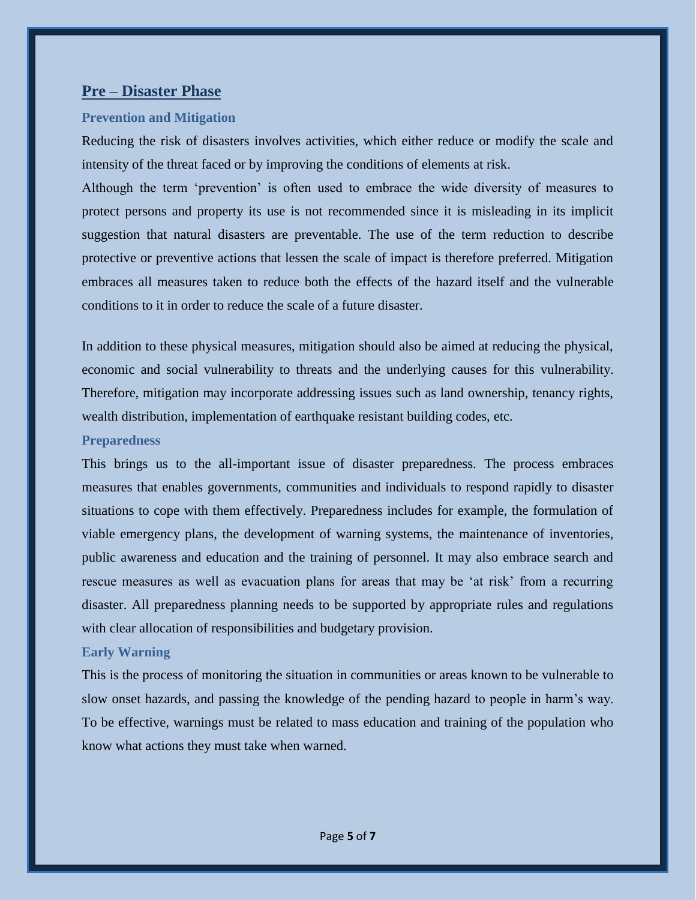## Pre – Disaster Phase

### Prevention and Mitigation

Reducing the risk of disasters involves activities, which either reduce or modify the scale and intensity of the threat faced or by improving the conditions of elements at risk.

Although the term 'prevention' is often used to embrace the wide diversity of measures to protect persons and property its use is not recommended since it is misleading in its implicit suggestion that natural disasters are preventable. The use of the term reduction to describe protective or preventive actions that lessen the scale of impact is therefore preferred. Mitigation embraces all measures taken to reduce both the effects of the hazard itself and the vulnerable conditions to it in order to reduce the scale of a future disaster.

In addition to these physical measures, mitigation should also be aimed at reducing the physical, economic and social vulnerability to threats and the underlying causes for this vulnerability. Therefore, mitigation may incorporate addressing issues such as land ownership, tenancy rights, wealth distribution, implementation of earthquake resistant building codes, etc.

### Preparedness

This brings us to the all-important issue of disaster preparedness. The process embraces measures that enables governments, communities and individuals to respond rapidly to disaster situations to cope with them effectively. Preparedness includes for example, the formulation of viable emergency plans, the development of warning systems, the maintenance of inventories, public awareness and education and the training of personnel. It may also embrace search and rescue measures as well as evacuation plans for areas that may be 'at risk' from a recurring disaster. All preparedness planning needs to be supported by appropriate rules and regulations with clear allocation of responsibilities and budgetary provision.

### Early Warning

This is the process of monitoring the situation in communities or areas known to be vulnerable to slow onset hazards, and passing the knowledge of the pending hazard to people in harm's way. To be effective, warnings must be related to mass education and training of the population who know what actions they must take when warned.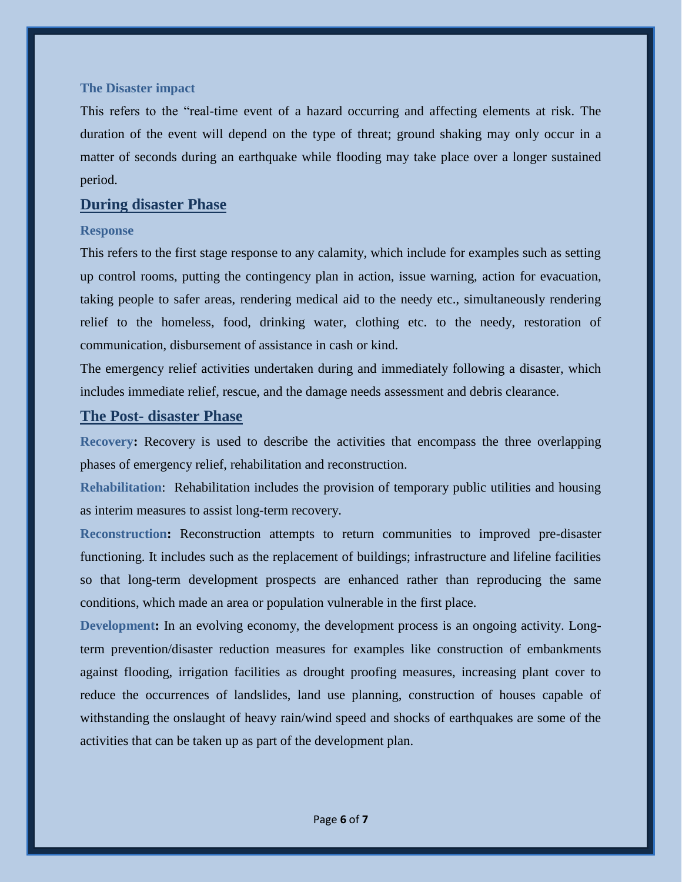### The Disaster impact

This refers to the "real-time event of a hazard occurring and affecting elements at risk. The duration of the event will depend on the type of threat; ground shaking may only occur in a matter of seconds during an earthquake while flooding may take place over a longer sustained period.

## During disaster Phase

### Response

This refers to the first stage response to any calamity, which include for examples such as setting up control rooms, putting the contingency plan in action, issue warning, action for evacuation, taking people to safer areas, rendering medical aid to the needy etc., simultaneously rendering relief to the homeless, food, drinking water, clothing etc. to the needy, restoration of communication, disbursement of assistance in cash or kind.

The emergency relief activities undertaken during and immediately following a disaster, which includes immediate relief, rescue, and the damage needs assessment and debris clearance.

## The Post- disaster Phase

**Recovery:** Recovery is used to describe the activities that encompass the three overlapping phases of emergency relief, rehabilitation and reconstruction.

**Rehabilitation**: Rehabilitation includes the provision of temporary public utilities and housing as interim measures to assist long-term recovery.

**Reconstruction:** Reconstruction attempts to return communities to improved pre-disaster functioning. It includes such as the replacement of buildings; infrastructure and lifeline facilities so that long-term development prospects are enhanced rather than reproducing the same conditions, which made an area or population vulnerable in the first place.

**Development:** In an evolving economy, the development process is an ongoing activity. Long-term prevention/disaster reduction measures for examples like construction of embankments against flooding, irrigation facilities as drought proofing measures, increasing plant cover to reduce the occurrences of landslides, land use planning, construction of houses capable of withstanding the onslaught of heavy rain/wind speed and shocks of earthquakes are some of the activities that can be taken up as part of the development plan.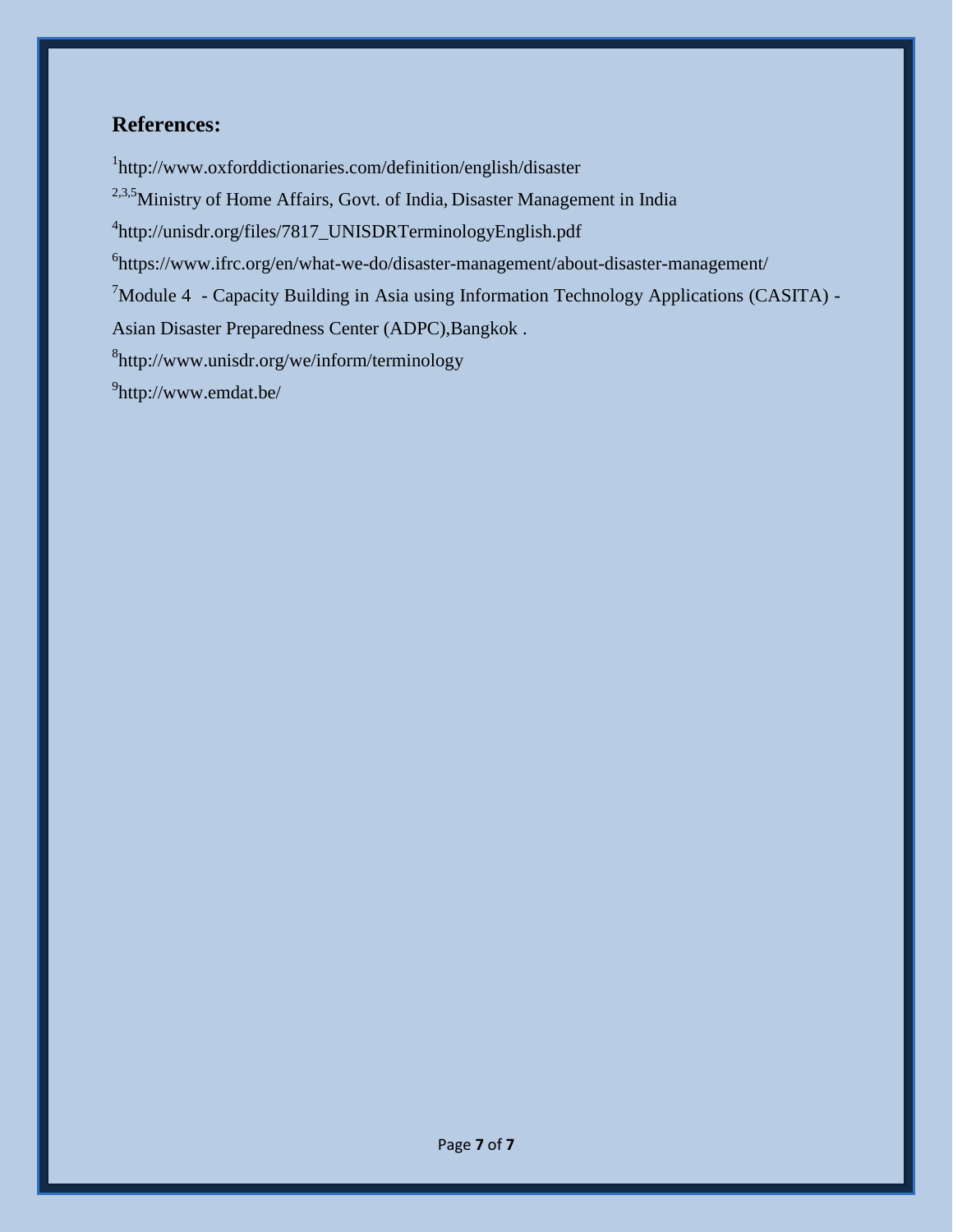## References:

[1]http://www.oxforddictionaries.com/definition/english/disaster

[2,3,5]Ministry of Home Affairs, Govt. of India, Disaster Management in India

[4]http://unisdr.org/files/7817_UNISDRTerminologyEnglish.pdf

[6]https://www.ifrc.org/en/what-we-do/disaster-management/about-disaster-management/

[7]Module 4 - Capacity Building in Asia using Information Technology Applications (CASITA) - Asian Disaster Preparedness Center (ADPC),Bangkok .

[8]http://www.unisdr.org/we/inform/terminology

[9]http://www.emdat.be/